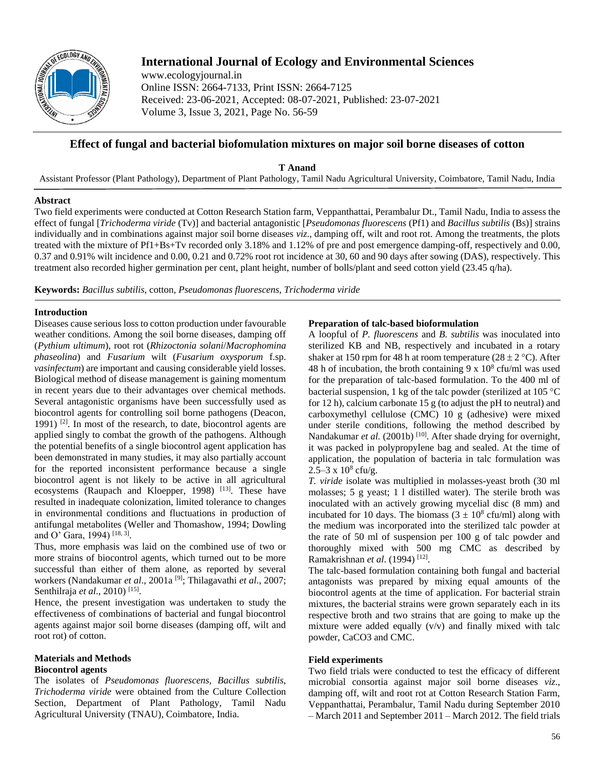# Effect of fungal and bacterial biofomulation mixtures on major soil borne diseases of cotton

**T Anand**

Assistant Professor (Plant Pathology), Department of Plant Pathology, Tamil Nadu Agricultural University, Coimbatore, Tamil Nadu, India

## Abstract

Two field experiments were conducted at Cotton Research Station farm, Veppanthattai, Perambalur Dt., Tamil Nadu, India to assess the effect of fungal [*Trichoderma viride* (Tv)] and bacterial antagonistic [*Pseudomonas fluorescens* (Pf1) and *Bacillus subtilis* (Bs)] strains individually and in combinations against major soil borne diseases *viz*., damping off, wilt and root rot. Among the treatments, the plots treated with the mixture of Pf1+Bs+Tv recorded only 3.18% and 1.12% of pre and post emergence damping-off, respectively and 0.00, 0.37 and 0.91% wilt incidence and 0.00, 0.21 and 0.72% root rot incidence at 30, 60 and 90 days after sowing (DAS), respectively. This treatment also recorded higher germination per cent, plant height, number of bolls/plant and seed cotton yield (23.45 q/ha).

**Keywords:** *Bacillus subtilis*, cotton, *Pseudomonas fluorescens, Trichoderma viride*

## Introduction

Diseases cause serious loss to cotton production under favourable weather conditions. Among the soil borne diseases, damping off (*Pythium ultimum*), root rot (*Rhizoctonia solani*/*Macrophomina phaseolina*) and *Fusarium* wilt (*Fusarium oxysporum* f.sp. *vasinfectum*) are important and causing considerable yield losses. Biological method of disease management is gaining momentum in recent years due to their advantages over chemical methods. Several antagonistic organisms have been successfully used as biocontrol agents for controlling soil borne pathogens (Deacon, 1991) [2]. In most of the research, to date, biocontrol agents are applied singly to combat the growth of the pathogens. Although the potential benefits of a single biocontrol agent application has been demonstrated in many studies, it may also partially account for the reported inconsistent performance because a single biocontrol agent is not likely to be active in all agricultural ecosystems (Raupach and Kloepper, 1998) [13]. These have resulted in inadequate colonization, limited tolerance to changes in environmental conditions and fluctuations in production of antifungal metabolites (Weller and Thomashow, 1994; Dowling and O' Gara, 1994) [18, 3].

Thus, more emphasis was laid on the combined use of two or more strains of biocontrol agents, which turned out to be more successful than either of them alone, as reported by several workers (Nandakumar *et al*., 2001a [9]; Thilagavathi *et al*., 2007; Senthilraja *et al*., 2010) [15].

Hence, the present investigation was undertaken to study the effectiveness of combinations of bacterial and fungal biocontrol agents against major soil borne diseases (damping off, wilt and root rot) of cotton.

## Materials and Methods

### Biocontrol agents

The isolates of *Pseudomonas fluorescens, Bacillus subtilis*, *Trichoderma viride* were obtained from the Culture Collection Section, Department of Plant Pathology, Tamil Nadu Agricultural University (TNAU), Coimbatore, India.

### Preparation of talc-based bioformulation

A loopful of *P. fluorescens* and *B. subtilis* was inoculated into sterilized KB and NB, respectively and incubated in a rotary shaker at 150 rpm for 48 h at room temperature (28 ± 2 °C). After 48 h of incubation, the broth containing $9 \times 10^8$ cfu/ml was used for the preparation of talc-based formulation. To the 400 ml of bacterial suspension, 1 kg of the talc powder (sterilized at 105 °C for 12 h), calcium carbonate 15 g (to adjust the pH to neutral) and carboxymethyl cellulose (CMC) 10 g (adhesive) were mixed under sterile conditions, following the method described by Nandakumar *et al.* (2001b) [10]. After shade drying for overnight, it was packed in polypropylene bag and sealed. At the time of application, the population of bacteria in talc formulation was $2.5–3 \times 10^8$ cfu/g.

*T. viride* isolate was multiplied in molasses-yeast broth (30 ml molasses; 5 g yeast; 1 l distilled water). The sterile broth was inoculated with an actively growing mycelial disc (8 mm) and incubated for 10 days. The biomass ($3 \pm 10^8$ cfu/ml) along with the medium was incorporated into the sterilized talc powder at the rate of 50 ml of suspension per 100 g of talc powder and thoroughly mixed with 500 mg CMC as described by Ramakrishnan *et al*. (1994) [12].

The talc-based formulation containing both fungal and bacterial antagonists was prepared by mixing equal amounts of the biocontrol agents at the time of application. For bacterial strain mixtures, the bacterial strains were grown separately each in its respective broth and two strains that are going to make up the mixture were added equally (v/v) and finally mixed with talc powder, $CaCO_3$ and CMC.

### Field experiments

Two field trials were conducted to test the efficacy of different microbial consortia against major soil borne diseases *viz*., damping off, wilt and root rot at Cotton Research Station Farm, Veppanthattai, Perambalur, Tamil Nadu during September 2010 – March 2011 and September 2011 – March 2012. The field trials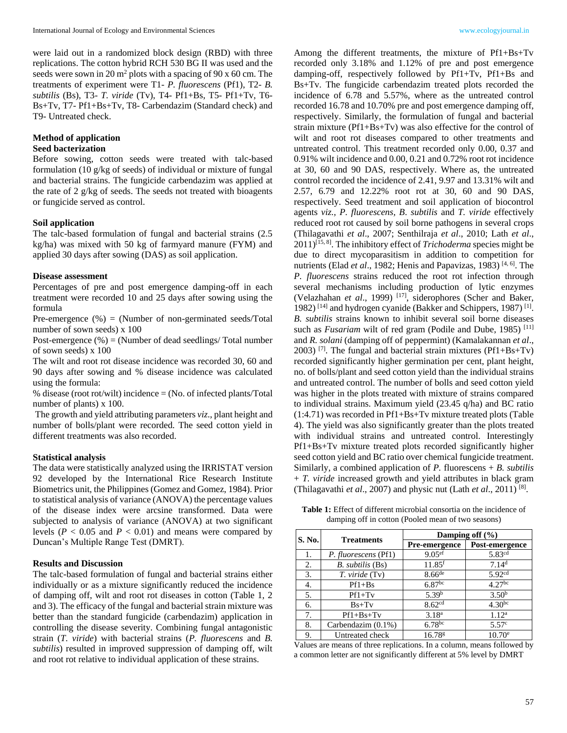were laid out in a randomized block design (RBD) with three replications. The cotton hybrid RCH 530 BG II was used and the seeds were sown in 20 m$^2$ plots with a spacing of 90 x 60 cm. The treatments of experiment were T1- *P. fluorescens* (Pf1), T2- *B. subtilis* (Bs), T3- *T. viride* (Tv), T4- Pf1+Bs, T5- Pf1+Tv, T6- Bs+Tv, T7- Pf1+Bs+Tv, T8- Carbendazim (Standard check) and T9- Untreated check.

### Method of application

#### Seed bacterization

Before sowing, cotton seeds were treated with talc-based formulation (10 g/kg of seeds) of individual or mixture of fungal and bacterial strains. The fungicide carbendazim was applied at the rate of 2 g/kg of seeds. The seeds not treated with bioagents or fungicide served as control.

#### Soil application

The talc-based formulation of fungal and bacterial strains (2.5 kg/ha) was mixed with 50 kg of farmyard manure (FYM) and applied 30 days after sowing (DAS) as soil application.

### Disease assessment

Percentages of pre and post emergence damping-off in each treatment were recorded 10 and 25 days after sowing using the formula

Pre-emergence (%) = (Number of non-germinated seeds/Total number of sown seeds) x 100

Post-emergence (%) = (Number of dead seedlings/ Total number of sown seeds) x 100

The wilt and root rot disease incidence was recorded 30, 60 and 90 days after sowing and % disease incidence was calculated using the formula:

% disease (root rot/wilt) incidence = (No. of infected plants/Total number of plants) x 100.

The growth and yield attributing parameters *viz*., plant height and number of bolls/plant were recorded. The seed cotton yield in different treatments was also recorded.

### Statistical analysis

The data were statistically analyzed using the IRRISTAT version 92 developed by the International Rice Research Institute Biometrics unit, the Philippines (Gomez and Gomez, 1984). Prior to statistical analysis of variance (ANOVA) the percentage values of the disease index were arcsine transformed. Data were subjected to analysis of variance (ANOVA) at two significant levels ($P < 0.05$ and $P < 0.01$) and means were compared by Duncan's Multiple Range Test (DMRT).

### Results and Discussion

The talc-based formulation of fungal and bacterial strains either individually or as a mixture significantly reduced the incidence of damping off, wilt and root rot diseases in cotton (Table 1, 2 and 3). The efficacy of the fungal and bacterial strain mixture was better than the standard fungicide (carbendazim) application in controlling the disease severity. Combining fungal antagonistic strain (*T. viride*) with bacterial strains (*P. fluorescens* and *B. subtilis*) resulted in improved suppression of damping off, wilt and root rot relative to individual application of these strains.

Among the different treatments, the mixture of Pf1+Bs+Tv recorded only 3.18% and 1.12% of pre and post emergence damping-off, respectively followed by Pf1+Tv, Pf1+Bs and Bs+Tv. The fungicide carbendazim treated plots recorded the incidence of 6.78 and 5.57%, where as the untreated control recorded 16.78 and 10.70% pre and post emergence damping off, respectively. Similarly, the formulation of fungal and bacterial strain mixture (Pf1+Bs+Tv) was also effective for the control of wilt and root rot diseases compared to other treatments and untreated control. This treatment recorded only 0.00, 0.37 and 0.91% wilt incidence and 0.00, 0.21 and 0.72% root rot incidence at 30, 60 and 90 DAS, respectively. Where as, the untreated control recorded the incidence of 2.41, 9.97 and 13.31% wilt and 2.57, 6.79 and 12.22% root rot at 30, 60 and 90 DAS, respectively. Seed treatment and soil application of biocontrol agents *viz.*, *P. fluorescens, B. subtilis* and *T. viride* effectively reduced root rot caused by soil borne pathogens in several crops (Thilagavathi *et al*., 2007; Senthilraja *et al*., 2010; Lath *et al*., 2011)[15, 8]. The inhibitory effect of *Trichoderma* species might be due to direct mycoparasitism in addition to competition for nutrients (Elad *et al*., 1982; Henis and Papavizas, 1983) [4, 6]. The *P. fluorescens* strains reduced the root rot infection through several mechanisms including production of lytic enzymes (Velazhahan *et al*., 1999) [17], siderophores (Scher and Baker, 1982) [14] and hydrogen cyanide (Bakker and Schippers, 1987) [1]. *B. subtilis* strains known to inhibit several soil borne diseases such as *Fusariam* wilt of red gram (Podile and Dube, 1985) [11] and *R. solani* (damping off of peppermint) (Kamalakannan *et al*., 2003) [7]. The fungal and bacterial strain mixtures (Pf1+Bs+Tv) recorded significantly higher germination per cent, plant height, no. of bolls/plant and seed cotton yield than the individual strains and untreated control. The number of bolls and seed cotton yield was higher in the plots treated with mixture of strains compared to individual strains. Maximum yield (23.45 q/ha) and BC ratio (1:4.71) was recorded in Pf1+Bs+Tv mixture treated plots (Table 4). The yield was also significantly greater than the plots treated with individual strains and untreated control. Interestingly Pf1+Bs+Tv mixture treated plots recorded significantly higher seed cotton yield and BC ratio over chemical fungicide treatment. Similarly, a combined application of *P.* fluorescens + *B. subtilis* + *T. viride* increased growth and yield attributes in black gram (Thilagavathi *et al*., 2007) and physic nut (Lath *et al*., 2011) [8].

**Table 1:** Effect of different microbial consortia on the incidence of damping off in cotton (Pooled mean of two seasons)

| S. No. | Treatments | Damping off (%) | |
|---|---|---|---|
| | | Pre-emergence | Post-emergence |
| 1. | *P. fluorescens* (Pf1) | 9.05$^{ef}$ | 5.83$^{cd}$ |
| 2. | *B. subtilis* (Bs) | 11.85$^{f}$ | 7.14$^{d}$ |
| 3. | *T. viride* (Tv) | 8.66$^{de}$ | 5.92$^{cd}$ |
| 4. | Pf1+Bs | 6.87$^{bc}$ | 4.27$^{bc}$ |
| 5. | Pf1+Tv | 5.39$^{b}$ | 3.50$^{b}$ |
| 6. | Bs+Tv | 8.62$^{cd}$ | 4.30$^{bc}$ |
| 7. | Pf1+Bs+Tv | 3.18$^{a}$ | 1.12$^{a}$ |
| 8. | Carbendazim (0.1%) | 6.78$^{bc}$ | 5.57$^{c}$ |
| 9. | Untreated check | 16.78$^{g}$ | 10.70$^{e}$ |

Values are means of three replications. In a column, means followed by a common letter are not significantly different at 5% level by DMRT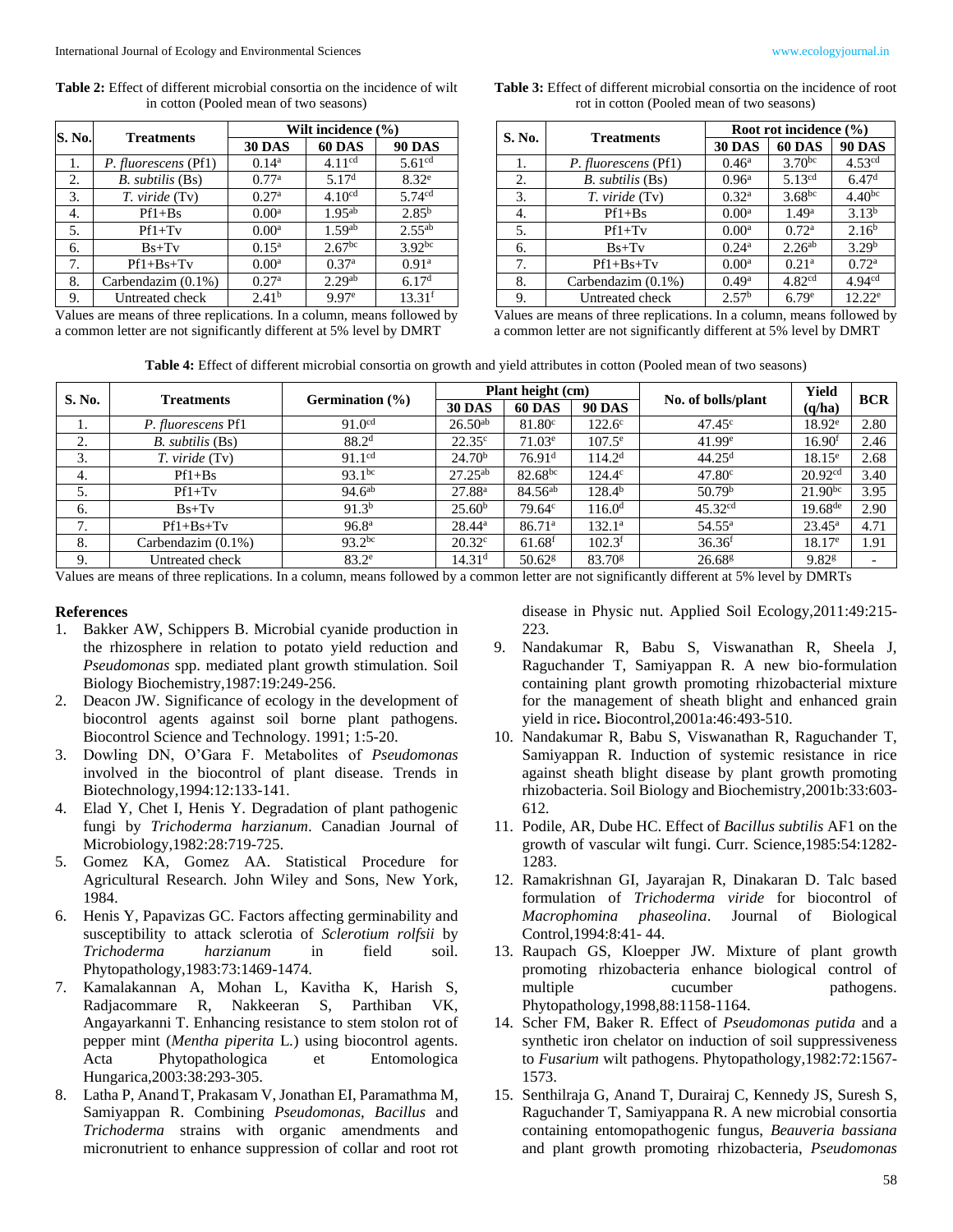**Table 2:** Effect of different microbial consortia on the incidence of wilt in cotton (Pooled mean of two seasons)

| S. No. | Treatments | Wilt incidence (%) | | |
|---|---|---|---|---|
| | | 30 DAS | 60 DAS | 90 DAS |
| 1. | *P. fluorescens* (Pf1) | 0.14[a] | 4.11[cd] | 5.61[cd] |
| 2. | *B. subtilis* (Bs) | 0.77[a] | 5.17[d] | 8.32[e] |
| 3. | *T. viride* (Tv) | 0.27[a] | 4.10[cd] | 5.74[cd] |
| 4. | Pf1+Bs | 0.00[a] | 1.95[ab] | 2.85[b] |
| 5. | Pf1+Tv | 0.00[a] | 1.59[ab] | 2.55[ab] |
| 6. | Bs+Tv | 0.15[a] | 2.67[bc] | 3.92[bc] |
| 7. | Pf1+Bs+Tv | 0.00[a] | 0.37[a] | 0.91[a] |
| 8. | Carbendazim (0.1%) | 0.27[a] | 2.29[ab] | 6.17[d] |
| 9. | Untreated check | 2.41[b] | 9.97[e] | 13.31[f] |

Values are means of three replications. In a column, means followed by a common letter are not significantly different at 5% level by DMRT

**Table 3:** Effect of different microbial consortia on the incidence of root rot in cotton (Pooled mean of two seasons)

| S. No. | Treatments | Root rot incidence (%) | | |
|---|---|---|---|---|
| | | 30 DAS | 60 DAS | 90 DAS |
| 1. | *P. fluorescens* (Pf1) | 0.46[a] | 3.70[bc] | 4.53[cd] |
| 2. | *B. subtilis* (Bs) | 0.96[a] | 5.13[cd] | 6.47[d] |
| 3. | *T. viride* (Tv) | 0.32[a] | 3.68[bc] | 4.40[bc] |
| 4. | Pf1+Bs | 0.00[a] | 1.49[a] | 3.13[b] |
| 5. | Pf1+Tv | 0.00[a] | 0.72[a] | 2.16[b] |
| 6. | Bs+Tv | 0.24[a] | 2.26[ab] | 3.29[b] |
| 7. | Pf1+Bs+Tv | 0.00[a] | 0.21[a] | 0.72[a] |
| 8. | Carbendazim (0.1%) | 0.49[a] | 4.82[cd] | 4.94[cd] |
| 9. | Untreated check | 2.57[b] | 6.79[e] | 12.22[e] |

Values are means of three replications. In a column, means followed by a common letter are not significantly different at 5% level by DMRT

**Table 4:** Effect of different microbial consortia on growth and yield attributes in cotton (Pooled mean of two seasons)

| S. No. | Treatments | Germination (%) | Plant height (cm) | | | No. of bolls/plant | Yield (q/ha) | BCR |
|---|---|---|---|---|---|---|---|---|
| | | | 30 DAS | 60 DAS | 90 DAS | | | |
| 1. | *P. fluorescens* Pf1 | 91.0[cd] | 26.50[ab] | 81.80[c] | 122.6[c] | 47.45[c] | 18.92[e] | 2.80 |
| 2. | *B. subtilis* (Bs) | 88.2[d] | 22.35[c] | 71.03[e] | 107.5[e] | 41.99[e] | 16.90[f] | 2.46 |
| 3. | *T. viride* (Tv) | 91.1[cd] | 24.70[b] | 76.91[d] | 114.2[d] | 44.25[d] | 18.15[e] | 2.68 |
| 4. | Pf1+Bs | 93.1[bc] | 27.25[ab] | 82.68[bc] | 124.4[c] | 47.80[c] | 20.92[cd] | 3.40 |
| 5. | Pf1+Tv | 94.6[ab] | 27.88[a] | 84.56[ab] | 128.4[b] | 50.79[b] | 21.90[bc] | 3.95 |
| 6. | Bs+Tv | 91.3[b] | 25.60[b] | 79.64[c] | 116.0[d] | 45.32[cd] | 19.68[de] | 2.90 |
| 7. | Pf1+Bs+Tv | 96.8[a] | 28.44[a] | 86.71[a] | 132.1[a] | 54.55[a] | 23.45[a] | 4.71 |
| 8. | Carbendazim (0.1%) | 93.2[bc] | 20.32[c] | 61.68[f] | 102.3[f] | 36.36[f] | 18.17[e] | 1.91 |
| 9. | Untreated check | 83.2[e] | 14.31[d] | 50.62[g] | 83.70[g] | 26.68[g] | 9.82[g] | - |

Values are means of three replications. In a column, means followed by a common letter are not significantly different at 5% level by DMRTs

## References

1. Bakker AW, Schippers B. Microbial cyanide production in the rhizosphere in relation to potato yield reduction and *Pseudomonas* spp. mediated plant growth stimulation. Soil Biology Biochemistry,1987:19:249-256.
2. Deacon JW. Significance of ecology in the development of biocontrol agents against soil borne plant pathogens. Biocontrol Science and Technology. 1991; 1:5-20.
3. Dowling DN, O'Gara F. Metabolites of *Pseudomonas* involved in the biocontrol of plant disease. Trends in Biotechnology,1994:12:133-141.
4. Elad Y, Chet I, Henis Y. Degradation of plant pathogenic fungi by *Trichoderma harzianum*. Canadian Journal of Microbiology,1982:28:719-725.
5. Gomez KA, Gomez AA. Statistical Procedure for Agricultural Research. John Wiley and Sons, New York, 1984.
6. Henis Y, Papavizas GC. Factors affecting germinability and susceptibility to attack sclerotia of *Sclerotium rolfsii* by *Trichoderma harzianum* in field soil. Phytopathology,1983:73:1469-1474.
7. Kamalakannan A, Mohan L, Kavitha K, Harish S, Radjacommare R, Nakkeeran S, Parthiban VK, Angayarkanni T. Enhancing resistance to stem stolon rot of pepper mint (*Mentha piperita* L.) using biocontrol agents. Acta Phytopathologica et Entomologica Hungarica,2003:38:293-305.
8. Latha P, Anand T, Prakasam V, Jonathan EI, Paramathma M, Samiyappan R. Combining *Pseudomonas*, *Bacillus* and *Trichoderma* strains with organic amendments and micronutrient to enhance suppression of collar and root rot disease in Physic nut. Applied Soil Ecology,2011:49:215-223.
9. Nandakumar R, Babu S, Viswanathan R, Sheela J, Raguchander T, Samiyappan R. A new bio-formulation containing plant growth promoting rhizobacterial mixture for the management of sheath blight and enhanced grain yield in rice**.** Biocontrol,2001a:46:493-510.
10. Nandakumar R, Babu S, Viswanathan R, Raguchander T, Samiyappan R. Induction of systemic resistance in rice against sheath blight disease by plant growth promoting rhizobacteria. Soil Biology and Biochemistry,2001b:33:603-612.
11. Podile, AR, Dube HC. Effect of *Bacillus subtilis* AF1 on the growth of vascular wilt fungi. Curr. Science,1985:54:1282-1283.
12. Ramakrishnan GI, Jayarajan R, Dinakaran D. Talc based formulation of *Trichoderma viride* for biocontrol of *Macrophomina phaseolina*. Journal of Biological Control,1994:8:41- 44.
13. Raupach GS, Kloepper JW. Mixture of plant growth promoting rhizobacteria enhance biological control of multiple cucumber pathogens. Phytopathology,1998,88:1158-1164.
14. Scher FM, Baker R. Effect of *Pseudomonas putida* and a synthetic iron chelator on induction of soil suppressiveness to *Fusarium* wilt pathogens. Phytopathology,1982:72:1567-1573.
15. Senthilraja G, Anand T, Durairaj C, Kennedy JS, Suresh S, Raguchander T, Samiyappana R. A new microbial consortia containing entomopathogenic fungus, *Beauveria bassiana* and plant growth promoting rhizobacteria, *Pseudomonas*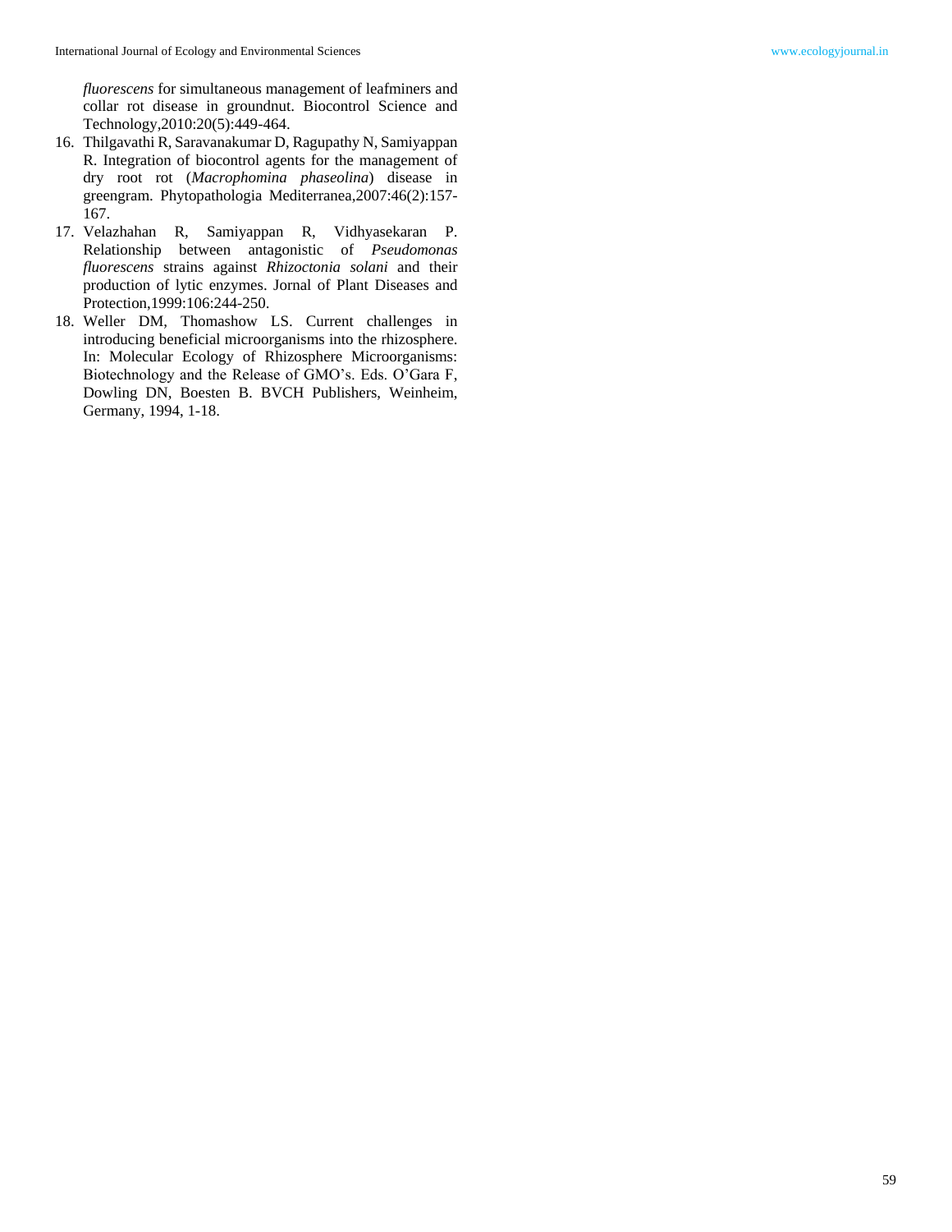*fluorescens* for simultaneous management of leafminers and collar rot disease in groundnut. Biocontrol Science and Technology,2010:20(5):449-464.

16. Thilgavathi R, Saravanakumar D, Ragupathy N, Samiyappan R. Integration of biocontrol agents for the management of dry root rot (*Macrophomina phaseolina*) disease in greengram. Phytopathologia Mediterranea,2007:46(2):157-167.
17. Velazhahan R, Samiyappan R, Vidhyasekaran P. Relationship between antagonistic of *Pseudomonas fluorescens* strains against *Rhizoctonia solani* and their production of lytic enzymes. Jornal of Plant Diseases and Protection,1999:106:244-250.
18. Weller DM, Thomashow LS. Current challenges in introducing beneficial microorganisms into the rhizosphere. In: Molecular Ecology of Rhizosphere Microorganisms: Biotechnology and the Release of GMO's. Eds. O'Gara F, Dowling DN, Boesten B. BVCH Publishers, Weinheim, Germany, 1994, 1-18.